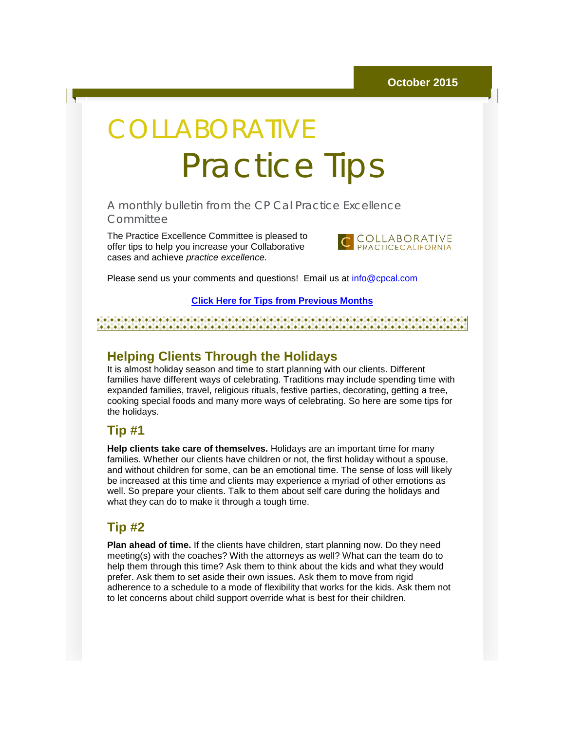October 2015

# COLLABORATIVE Practice Tips

A monthly bulletin from the CP Cal Practice Excellence Committee

The Practice Excellence Committee is pleased to offer tips to help you increase your Collaborative cases and achieve *practice excellence.*

COLLABORATIVE PRACTICECALIFORNIA

Please send us your comments and questions! Email us at info@cpcal.com

**Click Here for Tips from Previous Months**

## Helping Clients Through the Holidays

It is almost holiday season and time to start planning with our clients. Different families have different ways of celebrating. Traditions may include spending time with expanded families, travel, religious rituals, festive parties, decorating, getting a tree, cooking special foods and many more ways of celebrating. So here are some tips for the holidays.

## Tip #1

**Help clients take care of themselves.** Holidays are an important time for many families. Whether our clients have children or not, the first holiday without a spouse, and without children for some, can be an emotional time. The sense of loss will likely be increased at this time and clients may experience a myriad of other emotions as well. So prepare your clients. Talk to them about self care during the holidays and what they can do to make it through a tough time.

## Tip #2

**Plan ahead of time.** If the clients have children, start planning now. Do they need meeting(s) with the coaches? With the attorneys as well? What can the team do to help them through this time? Ask them to think about the kids and what they would prefer. Ask them to set aside their own issues. Ask them to move from rigid adherence to a schedule to a mode of flexibility that works for the kids. Ask them not to let concerns about child support override what is best for their children.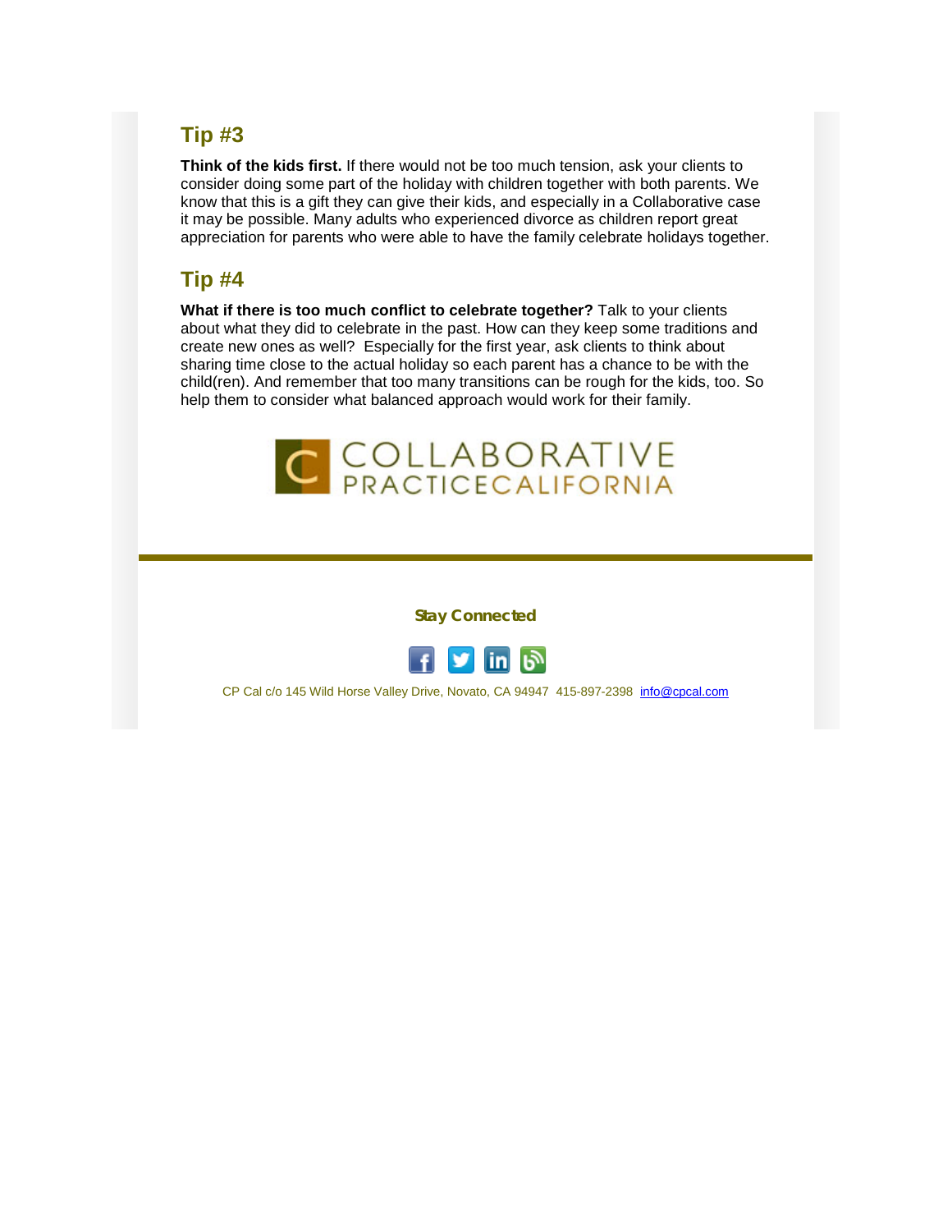## Tip #3

**Think of the kids first.** If there would not be too much tension, ask your clients to consider doing some part of the holiday with children together with both parents. We know that this is a gift they can give their kids, and especially in a Collaborative case it may be possible. Many adults who experienced divorce as children report great appreciation for parents who were able to have the family celebrate holidays together.

## Tip #4

**What if there is too much conflict to celebrate together?** Talk to your clients about what they did to celebrate in the past. How can they keep some traditions and create new ones as well? Especially for the first year, ask clients to think about sharing time close to the actual holiday so each parent has a chance to be with the child(ren). And remember that too many transitions can be rough for the kids, too. So help them to consider what balanced approach would work for their family.

COLLABORATIVE PRACTICECALIFORNIA

---

**Stay Connected**

CP Cal c/o 145 Wild Horse Valley Drive, Novato, CA 94947 415-897-2398 info@cpcal.com